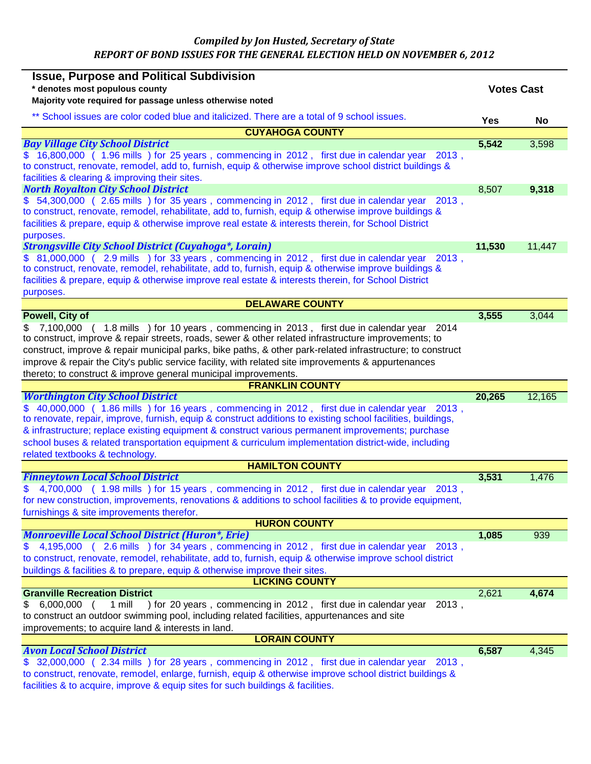*Compiled by Jon Husted, Secretary of State*

***REPORT OF BOND ISSUES FOR THE GENERAL ELECTION HELD ON NOVEMBER 6, 2012***

| **Issue, Purpose and Political Subdivision**<br>**\* denotes most populous county**<br>**Majority vote required for passage unless otherwise noted**<br>** School issues are color coded blue and italicized. There are a total of 9 school issues. | **Votes Cast Yes** | **Votes Cast No** |
|---|---|---|
| **CUYAHOGA COUNTY** | | |
| ***Bay Village City School District*** | **5,542** | 3,598 |
| $ 16,800,000 ( 1.96 mills ) for 25 years , commencing in 2012 , first due in calendar year 2013 , to construct, renovate, remodel, add to, furnish, equip & otherwise improve school district buildings & facilities & clearing & improving their sites. | | |
| ***North Royalton City School District*** | 8,507 | **9,318** |
| $ 54,300,000 ( 2.65 mills ) for 35 years , commencing in 2012 , first due in calendar year 2013 , to construct, renovate, remodel, rehabilitate, add to, furnish, equip & otherwise improve buildings & facilities & prepare, equip & otherwise improve real estate & interests therein, for School District purposes. | | |
| ***Strongsville City School District (Cuyahoga\*, Lorain)*** | **11,530** | 11,447 |
| $ 81,000,000 ( 2.9 mills ) for 33 years , commencing in 2012 , first due in calendar year 2013 , to construct, renovate, remodel, rehabilitate, add to, furnish, equip & otherwise improve buildings & facilities & prepare, equip & otherwise improve real estate & interests therein, for School District purposes. | | |
| **DELAWARE COUNTY** | | |
| **Powell, City of** | **3,555** | 3,044 |
| $ 7,100,000 ( 1.8 mills ) for 10 years , commencing in 2013 , first due in calendar year 2014 to construct, improve & repair streets, roads, sewer & other related infrastructure improvements; to construct, improve & repair municipal parks, bike paths, & other park-related infrastructure; to construct improve & repair the City's public service facility, with related site improvements & appurtenances thereto; to construct & improve general municipal improvements. | | |
| **FRANKLIN COUNTY** | | |
| ***Worthington City School District*** | **20,265** | 12,165 |
| $ 40,000,000 ( 1.86 mills ) for 16 years , commencing in 2012 , first due in calendar year 2013 , to renovate, repair, improve, furnish, equip & construct additions to existing school facilities, buildings, & infrastructure; replace existing equipment & construct various permanent improvements; purchase school buses & related transportation equipment & curriculum implementation district-wide, including related textbooks & technology. | | |
| **HAMILTON COUNTY** | | |
| ***Finneytown Local School District*** | **3,531** | 1,476 |
| $ 4,700,000 ( 1.98 mills ) for 15 years , commencing in 2012 , first due in calendar year 2013 , for new construction, improvements, renovations & additions to school facilities & to provide equipment, furnishings & site improvements therefor. | | |
| **HURON COUNTY** | | |
| ***Monroeville Local School District (Huron\*, Erie)*** | **1,085** | 939 |
| $ 4,195,000 ( 2.6 mills ) for 34 years , commencing in 2012 , first due in calendar year 2013 , to construct, renovate, remodel, rehabilitate, add to, furnish, equip & otherwise improve school district buildings & facilities & to prepare, equip & otherwise improve their sites. | | |
| **LICKING COUNTY** | | |
| **Granville Recreation District** | 2,621 | **4,674** |
| $ 6,000,000 ( 1 mill ) for 20 years , commencing in 2012 , first due in calendar year 2013 , to construct an outdoor swimming pool, including related facilities, appurtenances and site improvements; to acquire land & interests in land. | | |
| **LORAIN COUNTY** | | |
| ***Avon Local School District*** | **6,587** | 4,345 |
| $ 32,000,000 ( 2.34 mills ) for 28 years , commencing in 2012 , first due in calendar year 2013 , to construct, renovate, remodel, enlarge, furnish, equip & otherwise improve school district buildings & facilities & to acquire, improve & equip sites for such buildings & facilities. | | |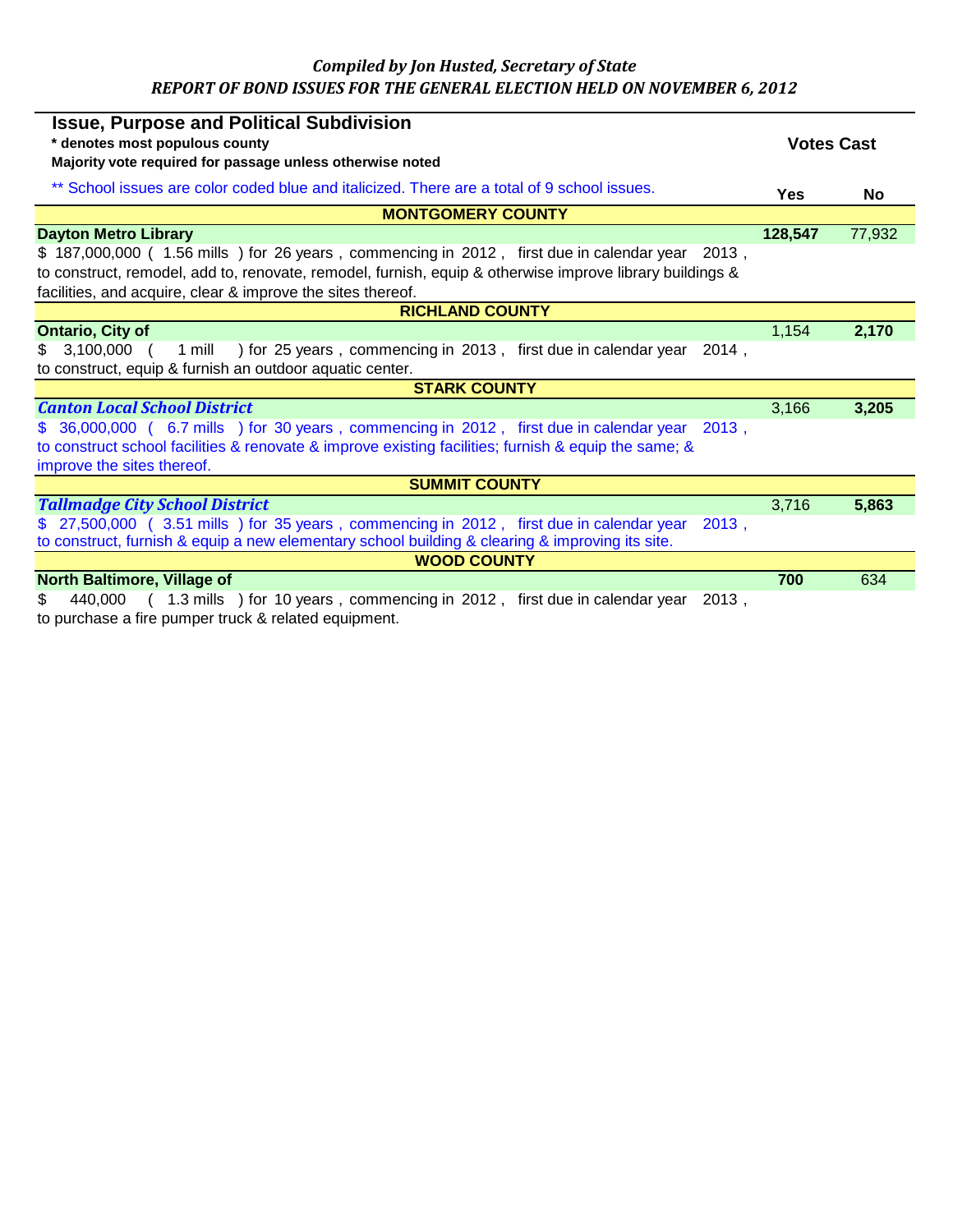*Compiled by Jon Husted, Secretary of State*

*REPORT OF BOND ISSUES FOR THE GENERAL ELECTION HELD ON NOVEMBER 6, 2012*

| Issue, Purpose and Political Subdivision<br>* denotes most populous county<br>Majority vote required for passage unless otherwise noted<br>** School issues are color coded blue and italicized. There are a total of 9 school issues. | Votes Cast Yes | Votes Cast No |
|---|---|---|
| **MONTGOMERY COUNTY** | | |
| **Dayton Metro Library** | **128,547** | 77,932 |
| $ 187,000,000 ( 1.56 mills ) for 26 years , commencing in 2012 , first due in calendar year 2013 , to construct, remodel, add to, renovate, remodel, furnish, equip & otherwise improve library buildings & facilities, and acquire, clear & improve the sites thereof. | | |
| **RICHLAND COUNTY** | | |
| **Ontario, City of** | 1,154 | **2,170** |
| $ 3,100,000 ( 1 mill ) for 25 years , commencing in 2013 , first due in calendar year 2014 , to construct, equip & furnish an outdoor aquatic center. | | |
| **STARK COUNTY** | | |
| ***Canton Local School District*** | 3,166 | **3,205** |
| $ 36,000,000 ( 6.7 mills ) for 30 years , commencing in 2012 , first due in calendar year 2013 , to construct school facilities & renovate & improve existing facilities; furnish & equip the same; & improve the sites thereof. | | |
| **SUMMIT COUNTY** | | |
| ***Tallmadge City School District*** | 3,716 | **5,863** |
| $ 27,500,000 ( 3.51 mills ) for 35 years , commencing in 2012 , first due in calendar year 2013 , to construct, furnish & equip a new elementary school building & clearing & improving its site. | | |
| **WOOD COUNTY** | | |
| **North Baltimore, Village of** | **700** | 634 |
| $ 440,000 ( 1.3 mills ) for 10 years , commencing in 2012 , first due in calendar year 2013 , to purchase a fire pumper truck & related equipment. | | |